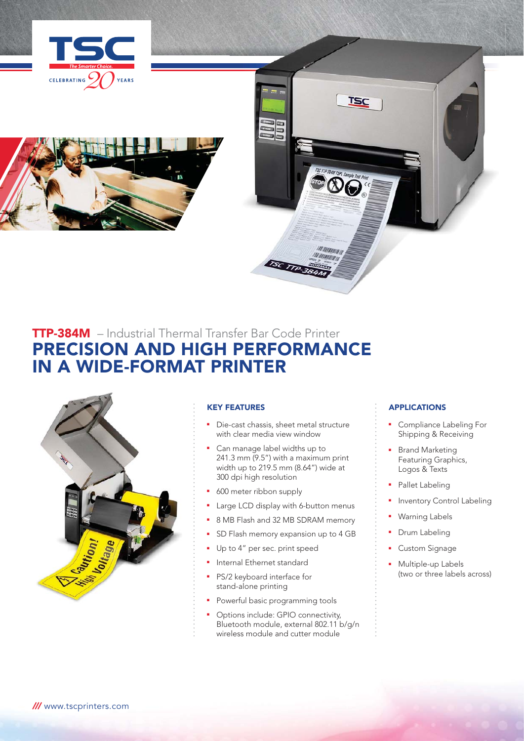# TTP-384M – Industrial Thermal Transfer Bar Code Printer

## PRECISION AND HIGH PERFORMANCE IN A WIDE-FORMAT PRINTER

### KEY FEATURES

- Die-cast chassis, sheet metal structure with clear media view window
- Can manage label widths up to 241.3 mm (9.5") with a maximum print width up to 219.5 mm (8.64") wide at 300 dpi high resolution
- 600 meter ribbon supply
- Large LCD display with 6-button menus
- 8 MB Flash and 32 MB SDRAM memory
- SD Flash memory expansion up to 4 GB
- Up to 4" per sec. print speed
- Internal Ethernet standard
- PS/2 keyboard interface for stand-alone printing
- Powerful basic programming tools
- Options include: GPIO connectivity, Bluetooth module, external 802.11 b/g/n wireless module and cutter module

### APPLICATIONS

- Compliance Labeling For Shipping & Receiving
- Brand Marketing Featuring Graphics, Logos & Texts
- Pallet Labeling
- Inventory Control Labeling
- Warning Labels
- Drum Labeling
- Custom Signage
- Multiple-up Labels (two or three labels across)

/// www.tscprinters.com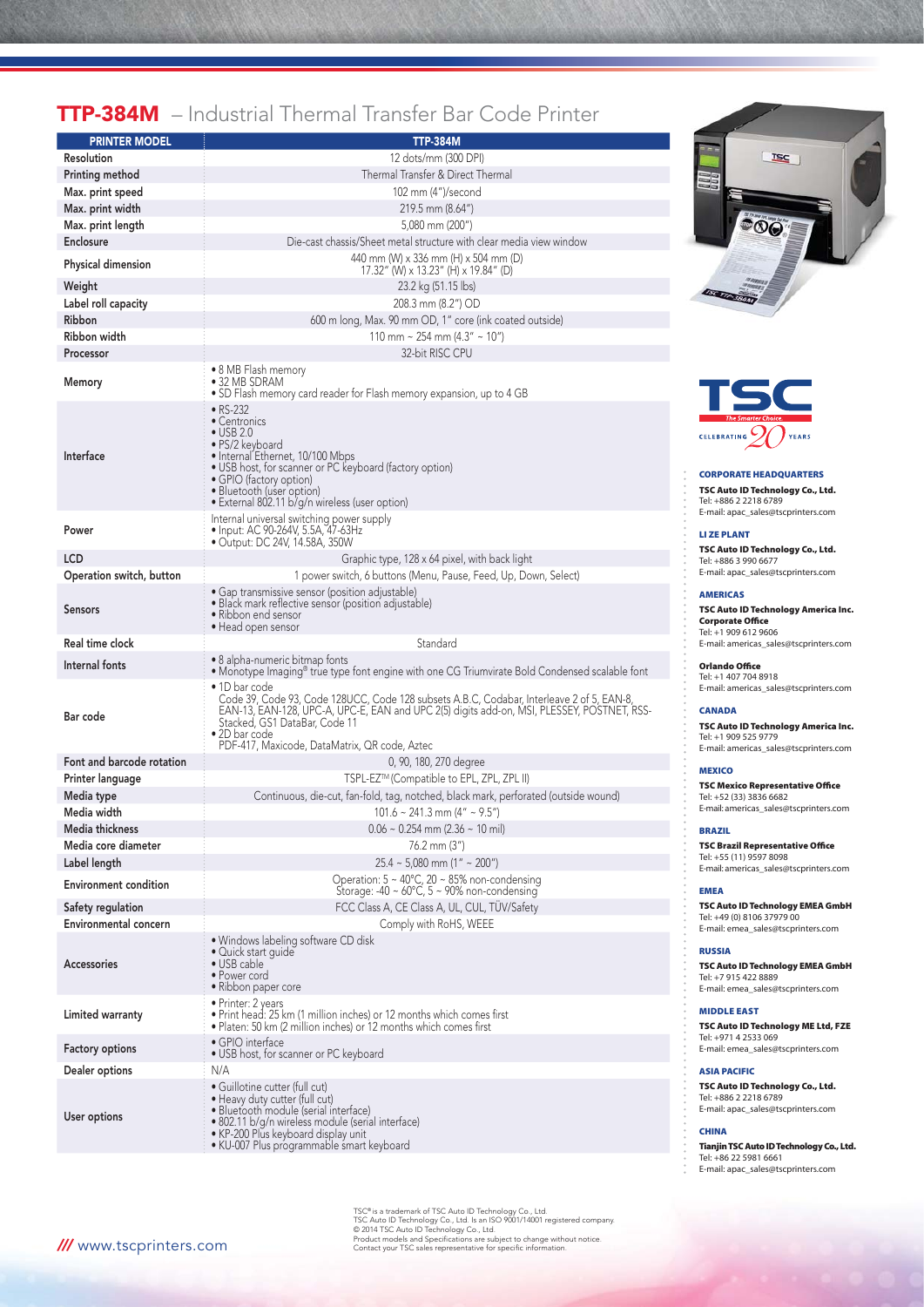# TTP-384M – Industrial Thermal Transfer Bar Code Printer

| PRINTER MODEL | TTP-384M |
|---|---|
| Resolution | 12 dots/mm (300 DPI) |
| Printing method | Thermal Transfer & Direct Thermal |
| Max. print speed | 102 mm (4")/second |
| Max. print width | 219.5 mm (8.64") |
| Max. print length | 5,080 mm (200") |
| Enclosure | Die-cast chassis/Sheet metal structure with clear media view window |
| Physical dimension | 440 mm (W) x 336 mm (H) x 504 mm (D)<br>17.32" (W) x 13.23" (H) x 19.84" (D) |
| Weight | 23.2 kg (51.15 lbs) |
| Label roll capacity | 208.3 mm (8.2") OD |
| Ribbon | 600 m long, Max. 90 mm OD, 1" core (ink coated outside) |
| Ribbon width | 110 mm ~ 254 mm (4.3" ~ 10") |
| Processor | 32-bit RISC CPU |
| Memory | • 8 MB Flash memory<br>• 32 MB SDRAM<br>• SD Flash memory card reader for Flash memory expansion, up to 4 GB |
| Interface | • RS-232<br>• Centronics<br>• USB 2.0<br>• PS/2 keyboard<br>• Internal Ethernet, 10/100 Mbps<br>• USB host, for scanner or PC keyboard (factory option)<br>• GPIO (factory option)<br>• Bluetooth (user option)<br>• External 802.11 b/g/n wireless (user option) |
| Power | Internal universal switching power supply<br>• Input: AC 90-264V, 5.5A, 47-63Hz<br>• Output: DC 24V, 14.58A, 350W |
| LCD | Graphic type, 128 x 64 pixel, with back light |
| Operation switch, button | 1 power switch, 6 buttons (Menu, Pause, Feed, Up, Down, Select) |
| Sensors | • Gap transmissive sensor (position adjustable)<br>• Black mark reflective sensor (position adjustable)<br>• Ribbon end sensor<br>• Head open sensor |
| Real time clock | Standard |
| Internal fonts | • 8 alpha-numeric bitmap fonts<br>• Monotype Imaging® true type font engine with one CG Triumvirate Bold Condensed scalable font |
| Bar code | • 1D bar code<br>Code 39, Code 93, Code 128UCC, Code 128 subsets A.B.C, Codabar, Interleave 2 of 5, EAN-8, EAN-13, EAN-128, UPC-A, UPC-E, EAN and UPC 2(5) digits add-on, MSI, PLESSEY, POSTNET, RSS-Stacked, GS1 DataBar, Code 11<br>• 2D bar code<br>PDF-417, Maxicode, DataMatrix, QR code, Aztec |
| Font and barcode rotation | 0, 90, 180, 270 degree |
| Printer language | TSPL-EZ™ (Compatible to EPL, ZPL, ZPL II) |
| Media type | Continuous, die-cut, fan-fold, tag, notched, black mark, perforated (outside wound) |
| Media width | 101.6 ~ 241.3 mm (4" ~ 9.5") |
| Media thickness | 0.06 ~ 0.254 mm (2.36 ~ 10 mil) |
| Media core diameter | 76.2 mm (3") |
| Label length | 25.4 ~ 5,080 mm (1" ~ 200") |
| Environment condition | Operation: 5 ~ 40°C, 20 ~ 85% non-condensing<br>Storage: -40 ~ 60°C, 5 ~ 90% non-condensing |
| Safety regulation | FCC Class A, CE Class A, UL, CUL, TÜV/Safety |
| Environmental concern | Comply with RoHS, WEEE |
| Accessories | • Windows labeling software CD disk<br>• Quick start guide<br>• USB cable<br>• Power cord<br>• Ribbon paper core |
| Limited warranty | • Printer: 2 years<br>• Print head: 25 km (1 million inches) or 12 months which comes first<br>• Platen: 50 km (2 million inches) or 12 months which comes first |
| Factory options | • GPIO interface<br>• USB host, for scanner or PC keyboard |
| Dealer options | N/A |
| User options | • Guillotine cutter (full cut)<br>• Heavy duty cutter (full cut)<br>• Bluetooth module (serial interface)<br>• 802.11 b/g/n wireless module (serial interface)<br>• KP-200 Plus keyboard display unit<br>• KU-007 Plus programmable smart keyboard |

TSC
The Smarter Choice.
CELEBRATING 20 YEARS

**CORPORATE HEADQUARTERS**
**TSC Auto ID Technology Co., Ltd.**
Tel: +886 2 2218 6789
E-mail: apac_sales@tscprinters.com

**LI ZE PLANT**
**TSC Auto ID Technology Co., Ltd.**
Tel: +886 3 990 6677
E-mail: apac_sales@tscprinters.com

**AMERICAS**
**TSC Auto ID Technology America Inc.**
**Corporate Office**
Tel: +1 909 612 9606
E-mail: americas_sales@tscprinters.com

**Orlando Office**
Tel: +1 407 704 8918
E-mail: americas_sales@tscprinters.com

**CANADA**
**TSC Auto ID Technology America Inc.**
Tel: +1 909 525 9779
E-mail: americas_sales@tscprinters.com

**MEXICO**
**TSC Mexico Representative Office**
Tel: +52 (33) 3836 6682
E-mail: americas_sales@tscprinters.com

**BRAZIL**
**TSC Brazil Representative Office**
Tel: +55 (11) 9597 8098
E-mail: americas_sales@tscprinters.com

**EMEA**
**TSC Auto ID Technology EMEA GmbH**
Tel: +49 (0) 8106 37979 00
E-mail: emea_sales@tscprinters.com

**RUSSIA**
**TSC Auto ID Technology EMEA GmbH**
Tel: +7 915 422 8889
E-mail: emea_sales@tscprinters.com

**MIDDLE EAST**
**TSC Auto ID Technology ME Ltd, FZE**
Tel: +971 4 2533 069
E-mail: emea_sales@tscprinters.com

**ASIA PACIFIC**
**TSC Auto ID Technology Co., Ltd.**
Tel: +886 2 2218 6789
E-mail: apac_sales@tscprinters.com

**CHINA**
**Tianjin TSC Auto ID Technology Co., Ltd.**
Tel: +86 22 5981 6661
E-mail: apac_sales@tscprinters.com

TSC® is a trademark of TSC Auto ID Technology Co., Ltd.
TSC Auto ID Technology Co., Ltd. Is an ISO 9001/14001 registered company.
© 2014 TSC Auto ID Technology Co., Ltd.
Product models and Specifications are subject to change without notice.
Contact your TSC sales representative for specific information.

/// www.tscprinters.com